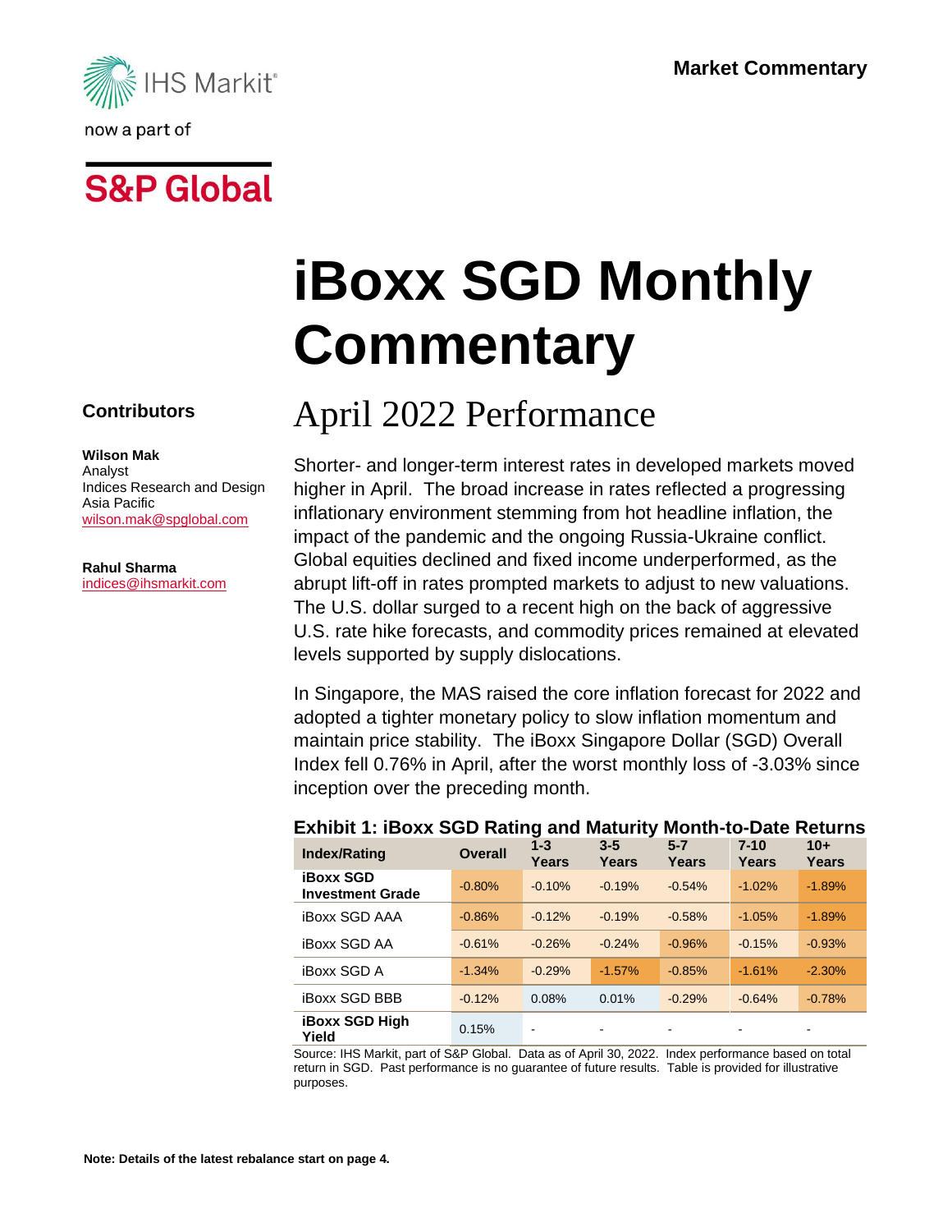Market Commentary

IHS Markit now a part of S&P Global

# iBoxx SGD Monthly Commentary

## April 2022 Performance

### Contributors

**Wilson Mak**
Analyst
Indices Research and Design
Asia Pacific
wilson.mak@spglobal.com

**Rahul Sharma**
indices@ihsmarkit.com

Shorter- and longer-term interest rates in developed markets moved higher in April. The broad increase in rates reflected a progressing inflationary environment stemming from hot headline inflation, the impact of the pandemic and the ongoing Russia-Ukraine conflict. Global equities declined and fixed income underperformed, as the abrupt lift-off in rates prompted markets to adjust to new valuations. The U.S. dollar surged to a recent high on the back of aggressive U.S. rate hike forecasts, and commodity prices remained at elevated levels supported by supply dislocations.

In Singapore, the MAS raised the core inflation forecast for 2022 and adopted a tighter monetary policy to slow inflation momentum and maintain price stability. The iBoxx Singapore Dollar (SGD) Overall Index fell 0.76% in April, after the worst monthly loss of -3.03% since inception over the preceding month.

**Exhibit 1: iBoxx SGD Rating and Maturity Month-to-Date Returns**

| Index/Rating | Overall | 1-3 Years | 3-5 Years | 5-7 Years | 7-10 Years | 10+ Years |
|---|---|---|---|---|---|---|
| **iBoxx SGD Investment Grade** | -0.80% | -0.10% | -0.19% | -0.54% | -1.02% | -1.89% |
| iBoxx SGD AAA | -0.86% | -0.12% | -0.19% | -0.58% | -1.05% | -1.89% |
| iBoxx SGD AA | -0.61% | -0.26% | -0.24% | -0.96% | -0.15% | -0.93% |
| iBoxx SGD A | -1.34% | -0.29% | -1.57% | -0.85% | -1.61% | -2.30% |
| iBoxx SGD BBB | -0.12% | 0.08% | 0.01% | -0.29% | -0.64% | -0.78% |
| **iBoxx SGD High Yield** | 0.15% | - | - | - | - | - |

Source: IHS Markit, part of S&P Global. Data as of April 30, 2022. Index performance based on total return in SGD. Past performance is no guarantee of future results. Table is provided for illustrative purposes.

**Note: Details of the latest rebalance start on page 4.**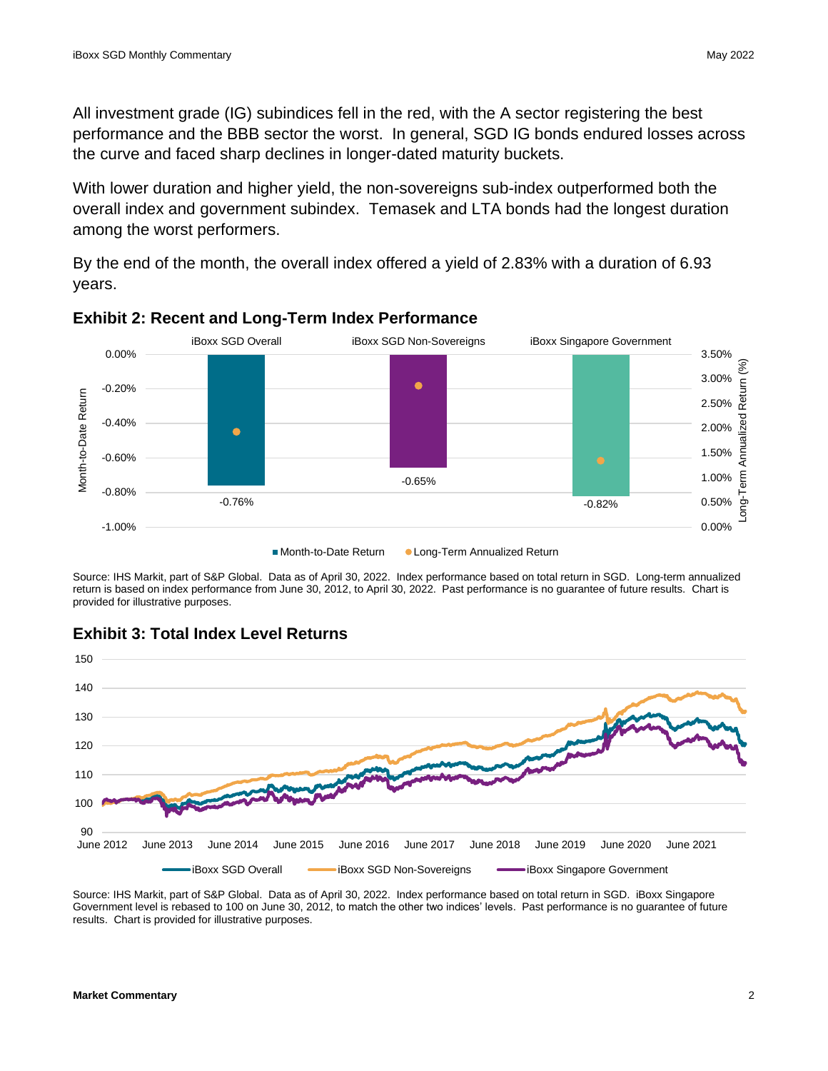All investment grade (IG) subindices fell in the red, with the A sector registering the best performance and the BBB sector the worst. In general, SGD IG bonds endured losses across the curve and faced sharp declines in longer-dated maturity buckets.

With lower duration and higher yield, the non-sovereigns sub-index outperformed both the overall index and government subindex. Temasek and LTA bonds had the longest duration among the worst performers.

By the end of the month, the overall index offered a yield of 2.83% with a duration of 6.93 years.

## Exhibit 2: Recent and Long-Term Index Performance

| | iBoxx SGD Overall | iBoxx SGD Non-Sovereigns | iBoxx Singapore Government |
|---|---|---|---|
| Month-to-Date Return | -0.76% | -0.65% | -0.82% |

Source: IHS Markit, part of S&P Global. Data as of April 30, 2022. Index performance based on total return in SGD. Long-term annualized return is based on index performance from June 30, 2012, to April 30, 2022. Past performance is no guarantee of future results. Chart is provided for illustrative purposes.

## Exhibit 3: Total Index Level Returns

Source: IHS Markit, part of S&P Global. Data as of April 30, 2022. Index performance based on total return in SGD. iBoxx Singapore Government level is rebased to 100 on June 30, 2012, to match the other two indices' levels. Past performance is no guarantee of future results. Chart is provided for illustrative purposes.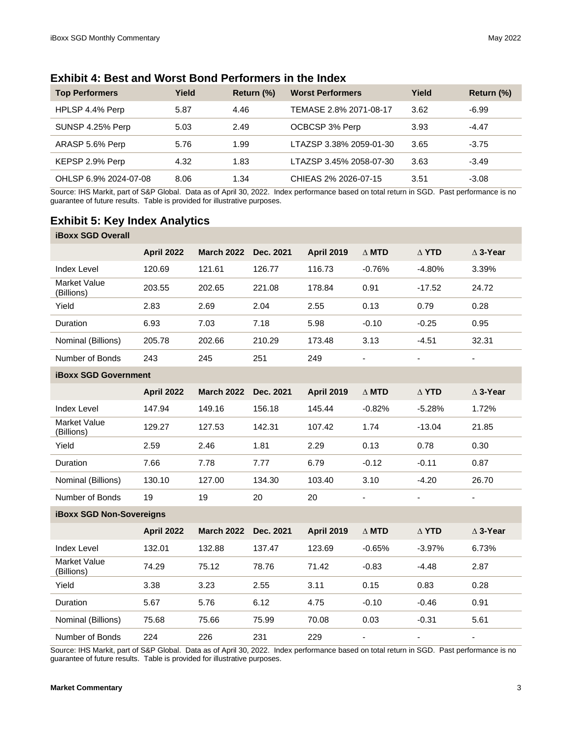## Exhibit 4: Best and Worst Bond Performers in the Index

| Top Performers | Yield | Return (%) | Worst Performers | Yield | Return (%) |
|---|---|---|---|---|---|
| HPLSP 4.4% Perp | 5.87 | 4.46 | TEMASE 2.8% 2071-08-17 | 3.62 | -6.99 |
| SUNSP 4.25% Perp | 5.03 | 2.49 | OCBCSP 3% Perp | 3.93 | -4.47 |
| ARASP 5.6% Perp | 5.76 | 1.99 | LTAZSP 3.38% 2059-01-30 | 3.65 | -3.75 |
| KEPSP 2.9% Perp | 4.32 | 1.83 | LTAZSP 3.45% 2058-07-30 | 3.63 | -3.49 |
| OHLSP 6.9% 2024-07-08 | 8.06 | 1.34 | CHIEAS 2% 2026-07-15 | 3.51 | -3.08 |

Source: IHS Markit, part of S&P Global. Data as of April 30, 2022. Index performance based on total return in SGD. Past performance is no guarantee of future results. Table is provided for illustrative purposes.

## Exhibit 5: Key Index Analytics

| **iBoxx SGD Overall** | | | | | | | |
|---|---|---|---|---|---|---|---|
| | **April 2022** | **March 2022** | **Dec. 2021** | **April 2019** | **∆ MTD** | **∆ YTD** | **∆ 3-Year** |
| Index Level | 120.69 | 121.61 | 126.77 | 116.73 | -0.76% | -4.80% | 3.39% |
| Market Value (Billions) | 203.55 | 202.65 | 221.08 | 178.84 | 0.91 | -17.52 | 24.72 |
| Yield | 2.83 | 2.69 | 2.04 | 2.55 | 0.13 | 0.79 | 0.28 |
| Duration | 6.93 | 7.03 | 7.18 | 5.98 | -0.10 | -0.25 | 0.95 |
| Nominal (Billions) | 205.78 | 202.66 | 210.29 | 173.48 | 3.13 | -4.51 | 32.31 |
| Number of Bonds | 243 | 245 | 251 | 249 | - | - | - |
| **iBoxx SGD Government** | | | | | | | |
| | **April 2022** | **March 2022** | **Dec. 2021** | **April 2019** | **∆ MTD** | **∆ YTD** | **∆ 3-Year** |
| Index Level | 147.94 | 149.16 | 156.18 | 145.44 | -0.82% | -5.28% | 1.72% |
| Market Value (Billions) | 129.27 | 127.53 | 142.31 | 107.42 | 1.74 | -13.04 | 21.85 |
| Yield | 2.59 | 2.46 | 1.81 | 2.29 | 0.13 | 0.78 | 0.30 |
| Duration | 7.66 | 7.78 | 7.77 | 6.79 | -0.12 | -0.11 | 0.87 |
| Nominal (Billions) | 130.10 | 127.00 | 134.30 | 103.40 | 3.10 | -4.20 | 26.70 |
| Number of Bonds | 19 | 19 | 20 | 20 | - | - | - |
| **iBoxx SGD Non-Sovereigns** | | | | | | | |
| | **April 2022** | **March 2022** | **Dec. 2021** | **April 2019** | **∆ MTD** | **∆ YTD** | **∆ 3-Year** |
| Index Level | 132.01 | 132.88 | 137.47 | 123.69 | -0.65% | -3.97% | 6.73% |
| Market Value (Billions) | 74.29 | 75.12 | 78.76 | 71.42 | -0.83 | -4.48 | 2.87 |
| Yield | 3.38 | 3.23 | 2.55 | 3.11 | 0.15 | 0.83 | 0.28 |
| Duration | 5.67 | 5.76 | 6.12 | 4.75 | -0.10 | -0.46 | 0.91 |
| Nominal (Billions) | 75.68 | 75.66 | 75.99 | 70.08 | 0.03 | -0.31 | 5.61 |
| Number of Bonds | 224 | 226 | 231 | 229 | - | - | - |

Source: IHS Markit, part of S&P Global. Data as of April 30, 2022. Index performance based on total return in SGD. Past performance is no guarantee of future results. Table is provided for illustrative purposes.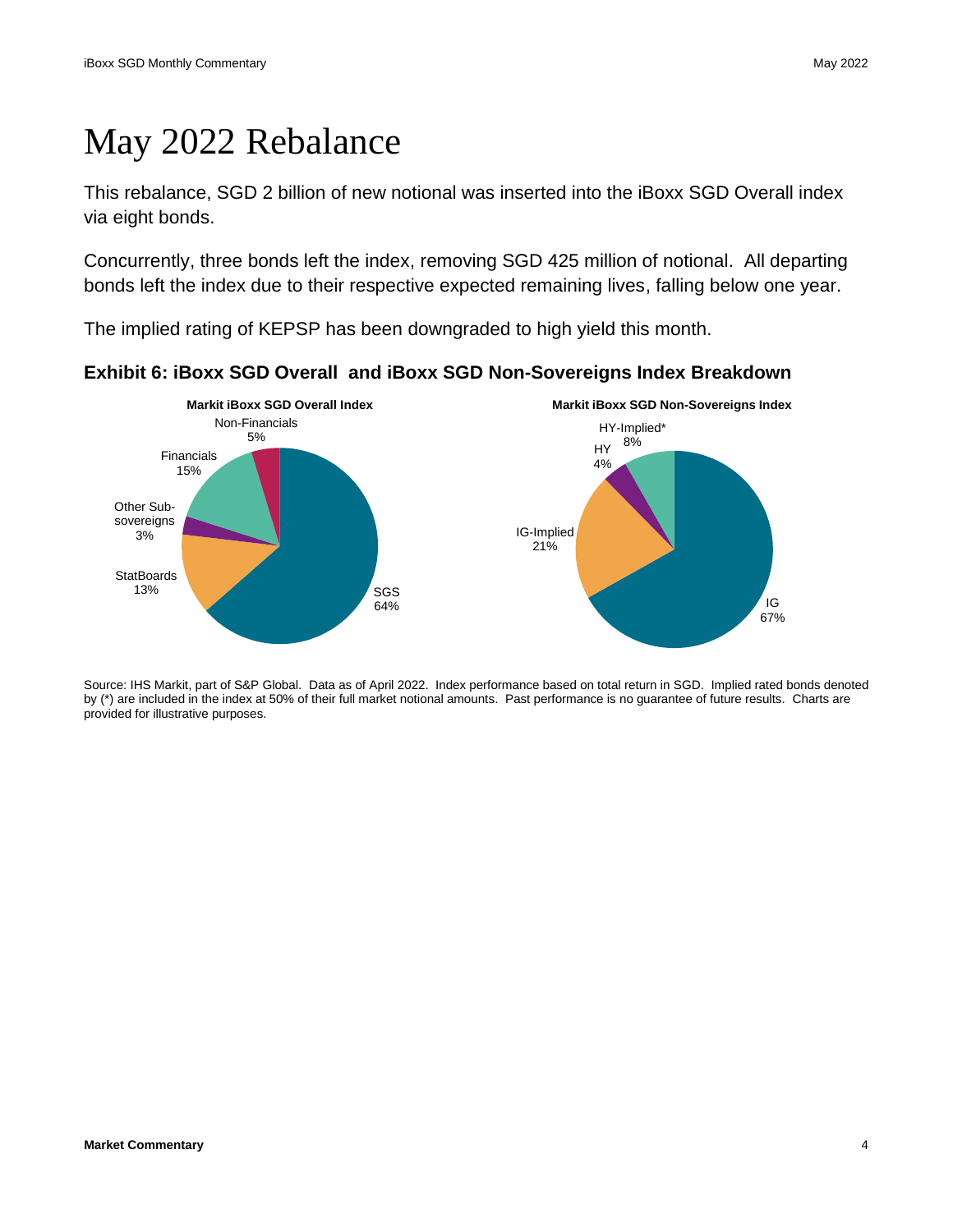# May 2022 Rebalance

This rebalance, SGD 2 billion of new notional was inserted into the iBoxx SGD Overall index via eight bonds.

Concurrently, three bonds left the index, removing SGD 425 million of notional. All departing bonds left the index due to their respective expected remaining lives, falling below one year.

The implied rating of KEPSP has been downgraded to high yield this month.

### Exhibit 6: iBoxx SGD Overall and iBoxx SGD Non-Sovereigns Index Breakdown

**Markit iBoxx SGD Overall Index**

| Segment | Weight |
| --- | --- |
| SGS | 64% |
| StatBoards | 13% |
| Other Sub-sovereigns | 3% |
| Financials | 15% |
| Non-Financials | 5% |

**Markit iBoxx SGD Non-Sovereigns Index**

| Segment | Weight |
| --- | --- |
| IG | 67% |
| IG-Implied | 21% |
| HY | 4% |
| HY-Implied* | 8% |

Source: IHS Markit, part of S&P Global. Data as of April 2022. Index performance based on total return in SGD. Implied rated bonds denoted by (*) are included in the index at 50% of their full market notional amounts. Past performance is no guarantee of future results. Charts are provided for illustrative purposes.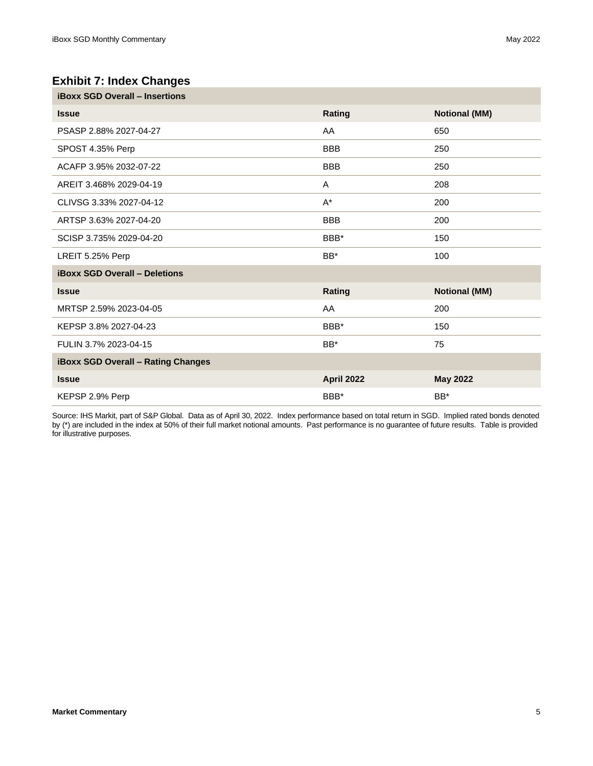## Exhibit 7: Index Changes

| iBoxx SGD Overall – Insertions | | |
|---|---|---|
| **Issue** | **Rating** | **Notional (MM)** |
| PSASP 2.88% 2027-04-27 | AA | 650 |
| SPOST 4.35% Perp | BBB | 250 |
| ACAFP 3.95% 2032-07-22 | BBB | 250 |
| AREIT 3.468% 2029-04-19 | A | 208 |
| CLIVSG 3.33% 2027-04-12 | A* | 200 |
| ARTSP 3.63% 2027-04-20 | BBB | 200 |
| SCISP 3.735% 2029-04-20 | BBB* | 150 |
| LREIT 5.25% Perp | BB* | 100 |
| **iBoxx SGD Overall – Deletions** | | |
| **Issue** | **Rating** | **Notional (MM)** |
| MRTSP 2.59% 2023-04-05 | AA | 200 |
| KEPSP 3.8% 2027-04-23 | BBB* | 150 |
| FULIN 3.7% 2023-04-15 | BB* | 75 |
| **iBoxx SGD Overall – Rating Changes** | | |
| **Issue** | **April 2022** | **May 2022** |
| KEPSP 2.9% Perp | BBB* | BB* |

Source: IHS Markit, part of S&P Global. Data as of April 30, 2022. Index performance based on total return in SGD. Implied rated bonds denoted by (*) are included in the index at 50% of their full market notional amounts. Past performance is no guarantee of future results. Table is provided for illustrative purposes.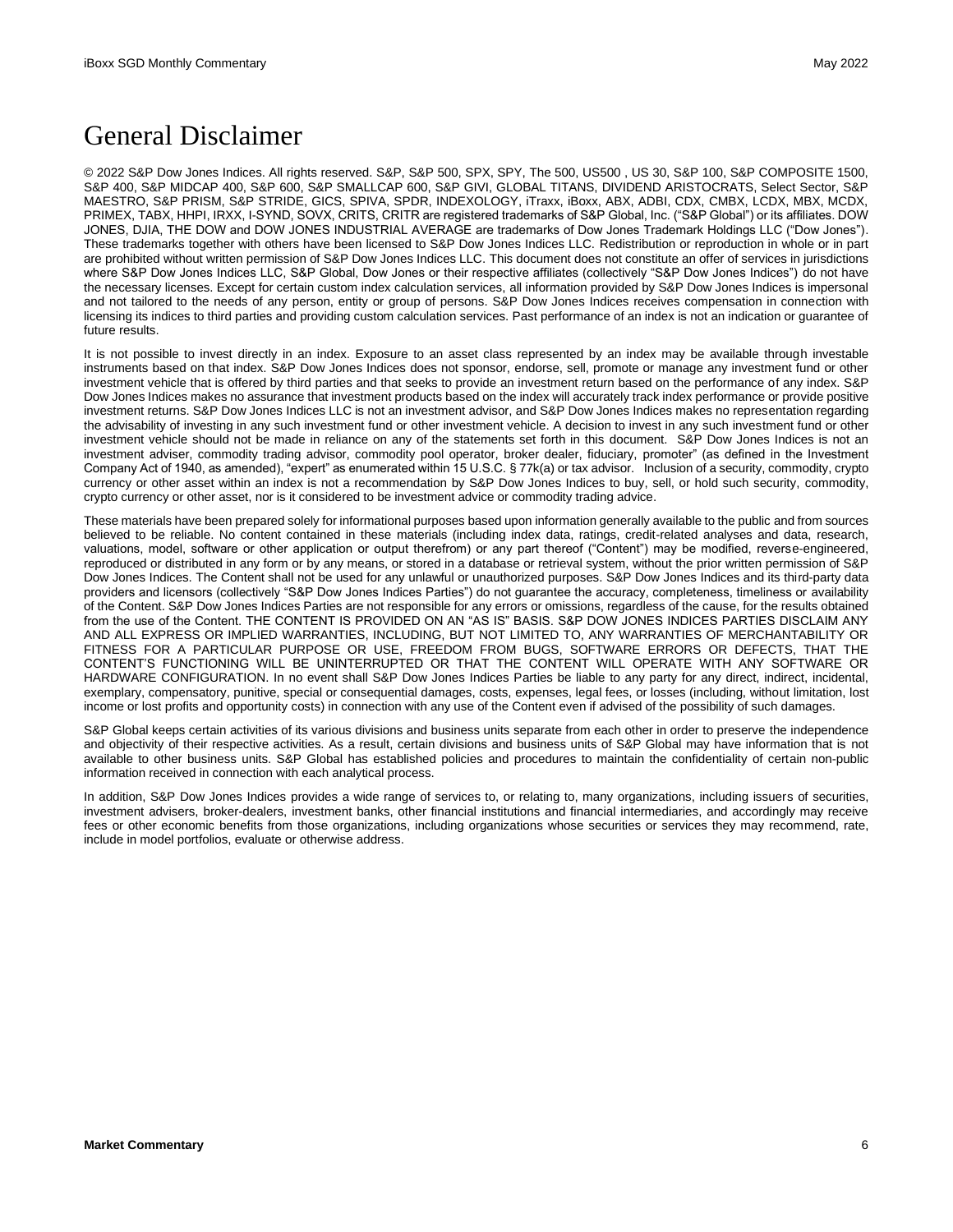# General Disclaimer

© 2022 S&P Dow Jones Indices. All rights reserved. S&P, S&P 500, SPX, SPY, The 500, US500 , US 30, S&P 100, S&P COMPOSITE 1500, S&P 400, S&P MIDCAP 400, S&P 600, S&P SMALLCAP 600, S&P GIVI, GLOBAL TITANS, DIVIDEND ARISTOCRATS, Select Sector, S&P MAESTRO, S&P PRISM, S&P STRIDE, GICS, SPIVA, SPDR, INDEXOLOGY, iTraxx, iBoxx, ABX, ADBI, CDX, CMBX, LCDX, MBX, MCDX, PRIMEX, TABX, HHPI, IRXX, I-SYND, SOVX, CRITS, CRITR are registered trademarks of S&P Global, Inc. ("S&P Global") or its affiliates. DOW JONES, DJIA, THE DOW and DOW JONES INDUSTRIAL AVERAGE are trademarks of Dow Jones Trademark Holdings LLC ("Dow Jones"). These trademarks together with others have been licensed to S&P Dow Jones Indices LLC. Redistribution or reproduction in whole or in part are prohibited without written permission of S&P Dow Jones Indices LLC. This document does not constitute an offer of services in jurisdictions where S&P Dow Jones Indices LLC, S&P Global, Dow Jones or their respective affiliates (collectively "S&P Dow Jones Indices") do not have the necessary licenses. Except for certain custom index calculation services, all information provided by S&P Dow Jones Indices is impersonal and not tailored to the needs of any person, entity or group of persons. S&P Dow Jones Indices receives compensation in connection with licensing its indices to third parties and providing custom calculation services. Past performance of an index is not an indication or guarantee of future results.

It is not possible to invest directly in an index. Exposure to an asset class represented by an index may be available through investable instruments based on that index. S&P Dow Jones Indices does not sponsor, endorse, sell, promote or manage any investment fund or other investment vehicle that is offered by third parties and that seeks to provide an investment return based on the performance of any index. S&P Dow Jones Indices makes no assurance that investment products based on the index will accurately track index performance or provide positive investment returns. S&P Dow Jones Indices LLC is not an investment advisor, and S&P Dow Jones Indices makes no representation regarding the advisability of investing in any such investment fund or other investment vehicle. A decision to invest in any such investment fund or other investment vehicle should not be made in reliance on any of the statements set forth in this document. S&P Dow Jones Indices is not an investment adviser, commodity trading advisor, commodity pool operator, broker dealer, fiduciary, promoter" (as defined in the Investment Company Act of 1940, as amended), "expert" as enumerated within 15 U.S.C. § 77k(a) or tax advisor. Inclusion of a security, commodity, crypto currency or other asset within an index is not a recommendation by S&P Dow Jones Indices to buy, sell, or hold such security, commodity, crypto currency or other asset, nor is it considered to be investment advice or commodity trading advice.

These materials have been prepared solely for informational purposes based upon information generally available to the public and from sources believed to be reliable. No content contained in these materials (including index data, ratings, credit-related analyses and data, research, valuations, model, software or other application or output therefrom) or any part thereof ("Content") may be modified, reverse-engineered, reproduced or distributed in any form or by any means, or stored in a database or retrieval system, without the prior written permission of S&P Dow Jones Indices. The Content shall not be used for any unlawful or unauthorized purposes. S&P Dow Jones Indices and its third-party data providers and licensors (collectively "S&P Dow Jones Indices Parties") do not guarantee the accuracy, completeness, timeliness or availability of the Content. S&P Dow Jones Indices Parties are not responsible for any errors or omissions, regardless of the cause, for the results obtained from the use of the Content. THE CONTENT IS PROVIDED ON AN "AS IS" BASIS. S&P DOW JONES INDICES PARTIES DISCLAIM ANY AND ALL EXPRESS OR IMPLIED WARRANTIES, INCLUDING, BUT NOT LIMITED TO, ANY WARRANTIES OF MERCHANTABILITY OR FITNESS FOR A PARTICULAR PURPOSE OR USE, FREEDOM FROM BUGS, SOFTWARE ERRORS OR DEFECTS, THAT THE CONTENT'S FUNCTIONING WILL BE UNINTERRUPTED OR THAT THE CONTENT WILL OPERATE WITH ANY SOFTWARE OR HARDWARE CONFIGURATION. In no event shall S&P Dow Jones Indices Parties be liable to any party for any direct, indirect, incidental, exemplary, compensatory, punitive, special or consequential damages, costs, expenses, legal fees, or losses (including, without limitation, lost income or lost profits and opportunity costs) in connection with any use of the Content even if advised of the possibility of such damages.

S&P Global keeps certain activities of its various divisions and business units separate from each other in order to preserve the independence and objectivity of their respective activities. As a result, certain divisions and business units of S&P Global may have information that is not available to other business units. S&P Global has established policies and procedures to maintain the confidentiality of certain non-public information received in connection with each analytical process.

In addition, S&P Dow Jones Indices provides a wide range of services to, or relating to, many organizations, including issuers of securities, investment advisers, broker-dealers, investment banks, other financial institutions and financial intermediaries, and accordingly may receive fees or other economic benefits from those organizations, including organizations whose securities or services they may recommend, rate, include in model portfolios, evaluate or otherwise address.